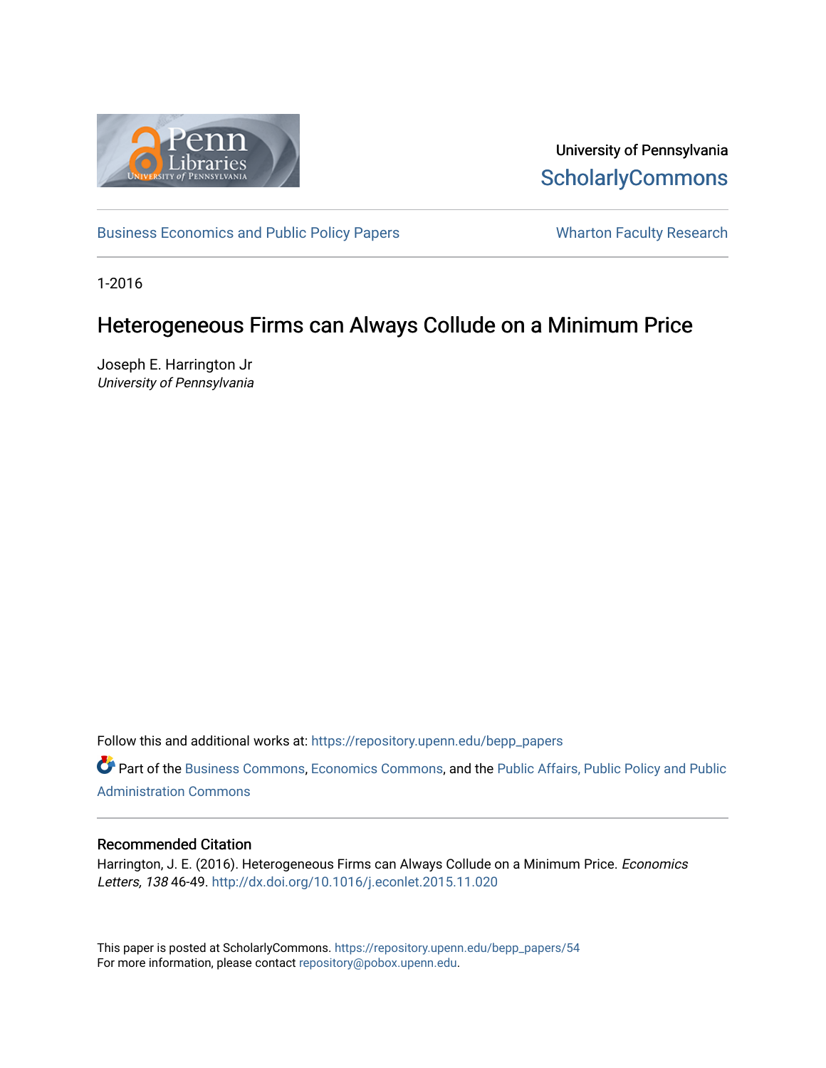University of Pennsylvania
**ScholarlyCommons**

Business Economics and Public Policy Papers | Wharton Faculty Research

1-2016

# Heterogeneous Firms can Always Collude on a Minimum Price

Joseph E. Harrington Jr
*University of Pennsylvania*

Follow this and additional works at: https://repository.upenn.edu/bepp_papers

Part of the Business Commons, Economics Commons, and the Public Affairs, Public Policy and Public Administration Commons

### Recommended Citation

Harrington, J. E. (2016). Heterogeneous Firms can Always Collude on a Minimum Price. *Economics Letters, 138* 46-49. http://dx.doi.org/10.1016/j.econlet.2015.11.020

This paper is posted at ScholarlyCommons. https://repository.upenn.edu/bepp_papers/54
For more information, please contact repository@pobox.upenn.edu.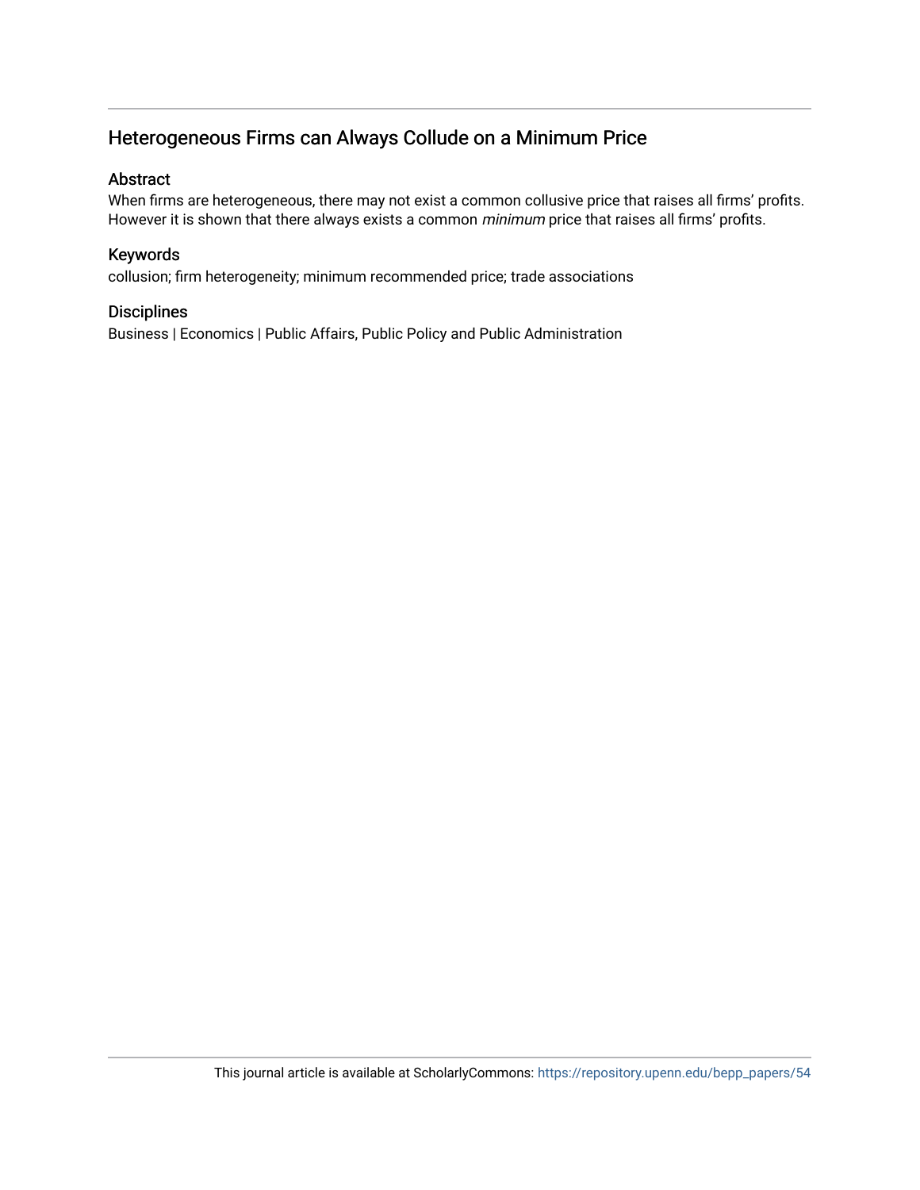## Heterogeneous Firms can Always Collude on a Minimum Price

### Abstract

When firms are heterogeneous, there may not exist a common collusive price that raises all firms' profits. However it is shown that there always exists a common *minimum* price that raises all firms' profits.

### Keywords

collusion; firm heterogeneity; minimum recommended price; trade associations

### Disciplines

Business | Economics | Public Affairs, Public Policy and Public Administration

This journal article is available at ScholarlyCommons: https://repository.upenn.edu/bepp_papers/54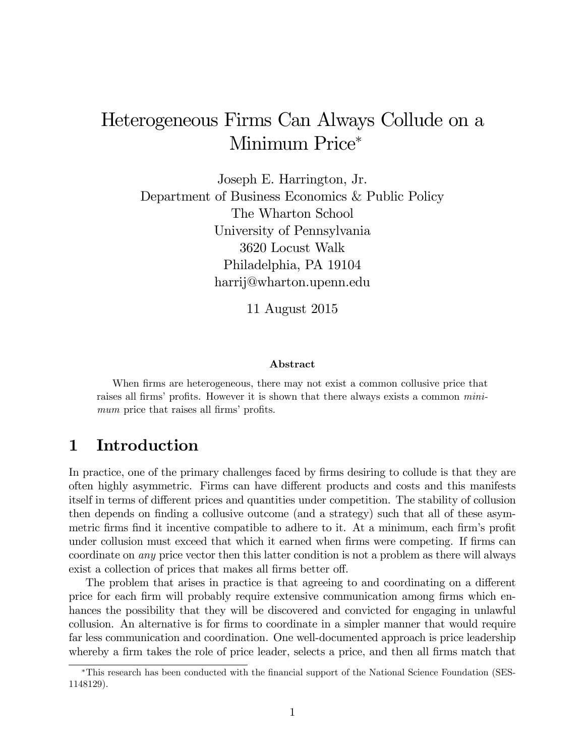# Heterogeneous Firms Can Always Collude on a Minimum Price*

Joseph E. Harrington, Jr.
Department of Business Economics & Public Policy
The Wharton School
University of Pennsylvania
3620 Locust Walk
Philadelphia, PA 19104
harrij@wharton.upenn.edu

11 August 2015

### Abstract

When firms are heterogeneous, there may not exist a common collusive price that raises all firms' profits. However it is shown that there always exists a common *minimum* price that raises all firms' profits.

## 1 Introduction

In practice, one of the primary challenges faced by firms desiring to collude is that they are often highly asymmetric. Firms can have different products and costs and this manifests itself in terms of different prices and quantities under competition. The stability of collusion then depends on finding a collusive outcome (and a strategy) such that all of these asymmetric firms find it incentive compatible to adhere to it. At a minimum, each firm's profit under collusion must exceed that which it earned when firms were competing. If firms can coordinate on *any* price vector then this latter condition is not a problem as there will always exist a collection of prices that makes all firms better off.

The problem that arises in practice is that agreeing to and coordinating on a different price for each firm will probably require extensive communication among firms which enhances the possibility that they will be discovered and convicted for engaging in unlawful collusion. An alternative is for firms to coordinate in a simpler manner that would require far less communication and coordination. One well-documented approach is price leadership whereby a firm takes the role of price leader, selects a price, and then all firms match that

*This research has been conducted with the financial support of the National Science Foundation (SES-1148129).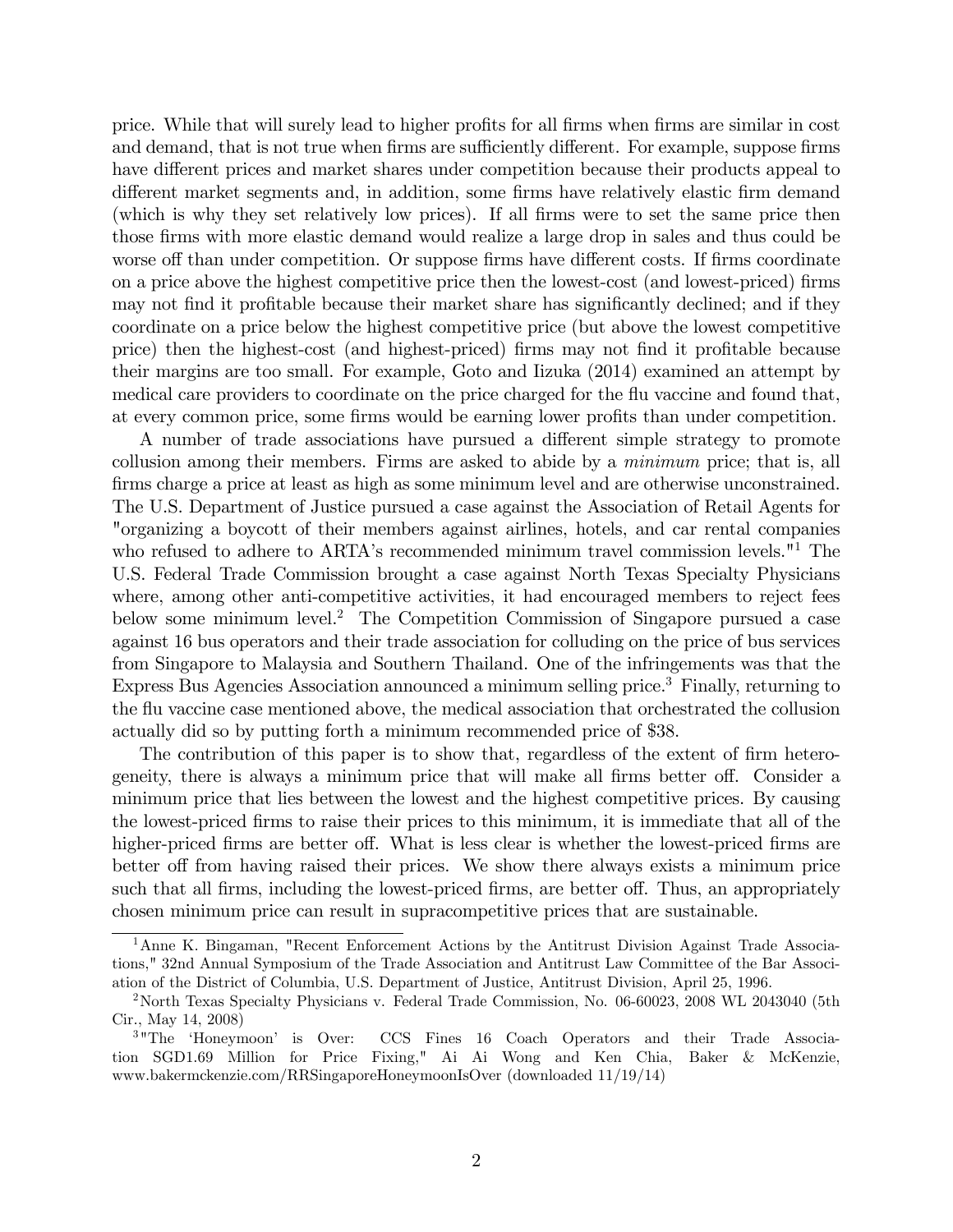price. While that will surely lead to higher profits for all firms when firms are similar in cost and demand, that is not true when firms are sufficiently different. For example, suppose firms have different prices and market shares under competition because their products appeal to different market segments and, in addition, some firms have relatively elastic firm demand (which is why they set relatively low prices). If all firms were to set the same price then those firms with more elastic demand would realize a large drop in sales and thus could be worse off than under competition. Or suppose firms have different costs. If firms coordinate on a price above the highest competitive price then the lowest-cost (and lowest-priced) firms may not find it profitable because their market share has significantly declined; and if they coordinate on a price below the highest competitive price (but above the lowest competitive price) then the highest-cost (and highest-priced) firms may not find it profitable because their margins are too small. For example, Goto and Iizuka (2014) examined an attempt by medical care providers to coordinate on the price charged for the flu vaccine and found that, at every common price, some firms would be earning lower profits than under competition.

A number of trade associations have pursued a different simple strategy to promote collusion among their members. Firms are asked to abide by a *minimum* price; that is, all firms charge a price at least as high as some minimum level and are otherwise unconstrained. The U.S. Department of Justice pursued a case against the Association of Retail Agents for "organizing a boycott of their members against airlines, hotels, and car rental companies who refused to adhere to ARTA's recommended minimum travel commission levels."[1] The U.S. Federal Trade Commission brought a case against North Texas Specialty Physicians where, among other anti-competitive activities, it had encouraged members to reject fees below some minimum level.[2] The Competition Commission of Singapore pursued a case against 16 bus operators and their trade association for colluding on the price of bus services from Singapore to Malaysia and Southern Thailand. One of the infringements was that the Express Bus Agencies Association announced a minimum selling price.[3] Finally, returning to the flu vaccine case mentioned above, the medical association that orchestrated the collusion actually did so by putting forth a minimum recommended price of $38.

The contribution of this paper is to show that, regardless of the extent of firm heterogeneity, there is always a minimum price that will make all firms better off. Consider a minimum price that lies between the lowest and the highest competitive prices. By causing the lowest-priced firms to raise their prices to this minimum, it is immediate that all of the higher-priced firms are better off. What is less clear is whether the lowest-priced firms are better off from having raised their prices. We show there always exists a minimum price such that all firms, including the lowest-priced firms, are better off. Thus, an appropriately chosen minimum price can result in supracompetitive prices that are sustainable.

---

[1] Anne K. Bingaman, "Recent Enforcement Actions by the Antitrust Division Against Trade Associations," 32nd Annual Symposium of the Trade Association and Antitrust Law Committee of the Bar Association of the District of Columbia, U.S. Department of Justice, Antitrust Division, April 25, 1996.

[2] North Texas Specialty Physicians v. Federal Trade Commission, No. 06-60023, 2008 WL 2043040 (5th Cir., May 14, 2008)

[3] "The 'Honeymoon' is Over: CCS Fines 16 Coach Operators and their Trade Association SGD1.69 Million for Price Fixing," Ai Ai Wong and Ken Chia, Baker & McKenzie, www.bakermckenzie.com/RRSingaporeHoneymoonIsOver (downloaded 11/19/14)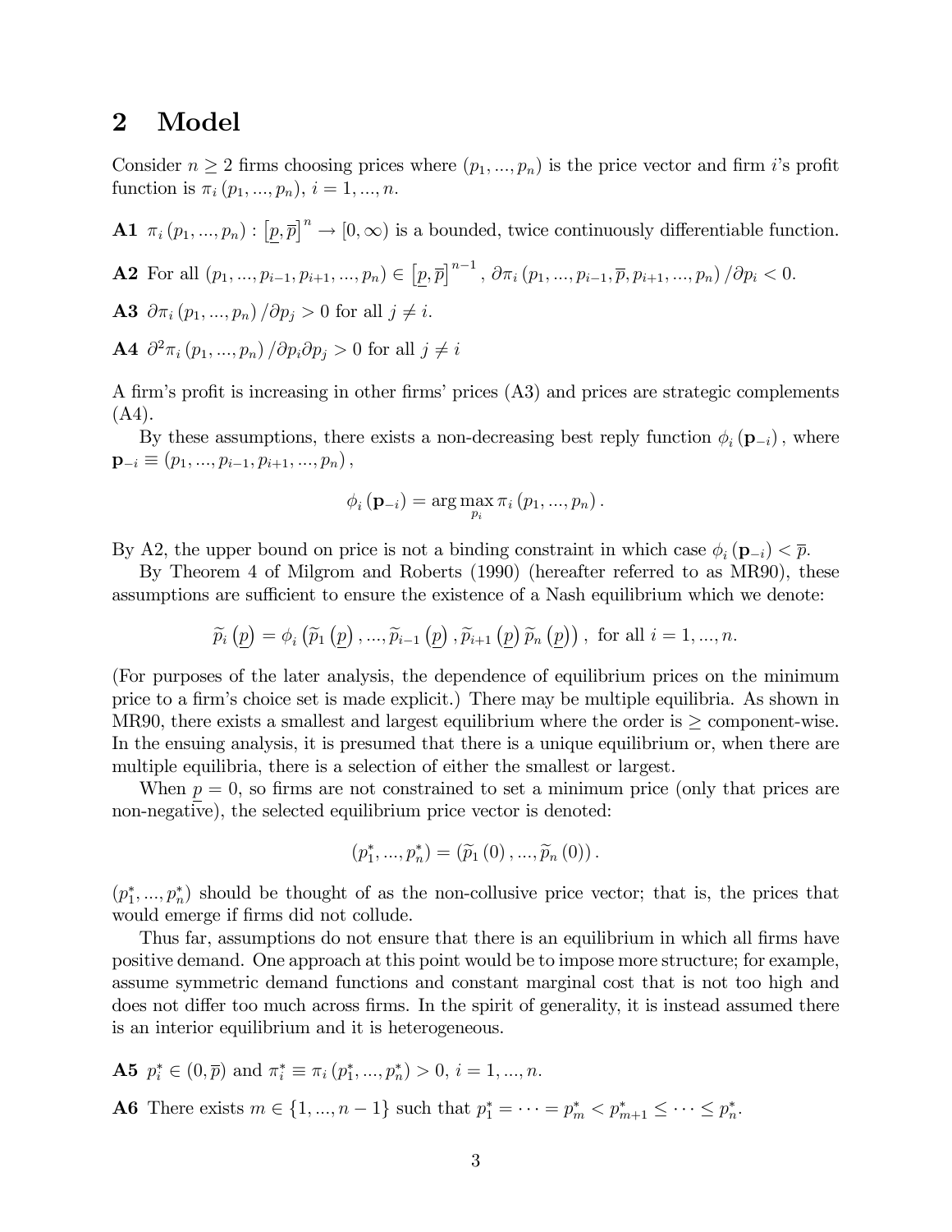## 2 Model

Consider $n \geq 2$ firms choosing prices where $(p_1, ..., p_n)$ is the price vector and firm $i$'s profit function is $\pi_i(p_1, ..., p_n)$, $i = 1, ..., n$.

**A1** $\pi_i(p_1, ..., p_n) : [\underline{p}, \overline{p}]^n \rightarrow [0, \infty)$ is a bounded, twice continuously differentiable function.

**A2** For all $(p_1, ..., p_{i-1}, p_{i+1}, ..., p_n) \in [\underline{p}, \overline{p}]^{n-1}$, $\partial \pi_i(p_1, ..., p_{i-1}, \overline{p}, p_{i+1}, ..., p_n)/\partial p_i < 0$.

**A3** $\partial \pi_i(p_1, ..., p_n)/\partial p_j > 0$ for all $j \neq i$.

**A4** $\partial^2 \pi_i(p_1, ..., p_n)/\partial p_i \partial p_j > 0$ for all $j \neq i$

A firm's profit is increasing in other firms' prices (A3) and prices are strategic complements (A4).

By these assumptions, there exists a non-decreasing best reply function $\phi_i(\mathbf{p}_{-i})$, where $\mathbf{p}_{-i} \equiv (p_1, ..., p_{i-1}, p_{i+1}, ..., p_n)$,

$$\phi_i(\mathbf{p}_{-i}) = \arg\max_{p_i} \pi_i(p_1, ..., p_n).$$

By A2, the upper bound on price is not a binding constraint in which case $\phi_i(\mathbf{p}_{-i}) < \overline{p}$.

By Theorem 4 of Milgrom and Roberts (1990) (hereafter referred to as MR90), these assumptions are sufficient to ensure the existence of a Nash equilibrium which we denote:

$$\widetilde{p}_i(\underline{p}) = \phi_i\left(\widetilde{p}_1(\underline{p}), ..., \widetilde{p}_{i-1}(\underline{p}), \widetilde{p}_{i+1}(\underline{p})\, \widetilde{p}_n(\underline{p})\right), \text{ for all } i = 1, ..., n.$$

(For purposes of the later analysis, the dependence of equilibrium prices on the minimum price to a firm's choice set is made explicit.) There may be multiple equilibria. As shown in MR90, there exists a smallest and largest equilibrium where the order is $\geq$ component-wise. In the ensuing analysis, it is presumed that there is a unique equilibrium or, when there are multiple equilibria, there is a selection of either the smallest or largest.

When $\underline{p} = 0$, so firms are not constrained to set a minimum price (only that prices are non-negative), the selected equilibrium price vector is denoted:

$$(p_1^*, ..., p_n^*) = (\widetilde{p}_1(0), ..., \widetilde{p}_n(0)).$$

$(p_1^*, ..., p_n^*)$ should be thought of as the non-collusive price vector; that is, the prices that would emerge if firms did not collude.

Thus far, assumptions do not ensure that there is an equilibrium in which all firms have positive demand. One approach at this point would be to impose more structure; for example, assume symmetric demand functions and constant marginal cost that is not too high and does not differ too much across firms. In the spirit of generality, it is instead assumed there is an interior equilibrium and it is heterogeneous.

**A5** $p_i^* \in (0, \overline{p})$ and $\pi_i^* \equiv \pi_i(p_1^*, ..., p_n^*) > 0$, $i = 1, ..., n$.

**A6** There exists $m \in \{1, ..., n-1\}$ such that $p_1^* = \cdots = p_m^* < p_{m+1}^* \leq \cdots \leq p_n^*$.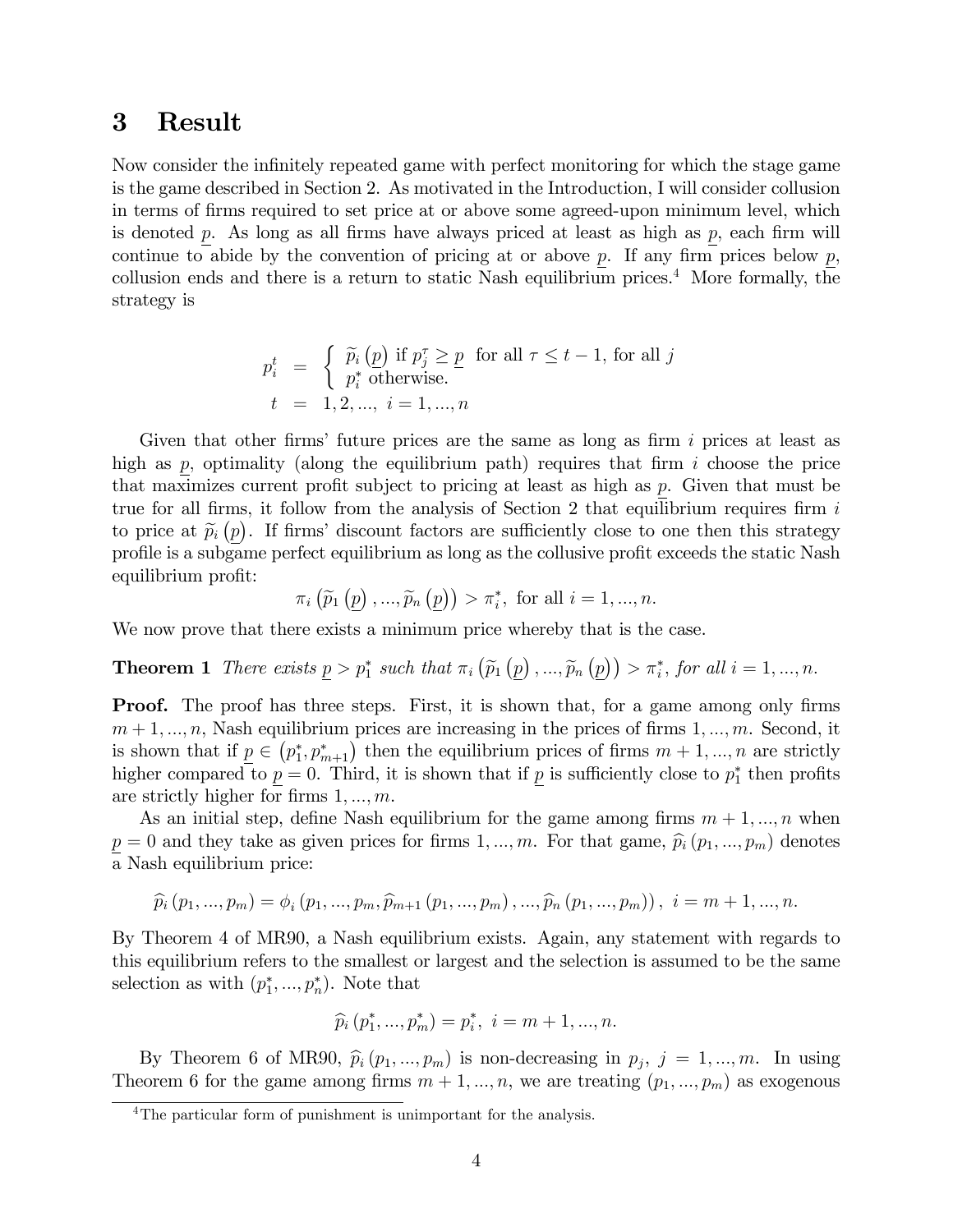# 3 Result

Now consider the infinitely repeated game with perfect monitoring for which the stage game is the game described in Section 2. As motivated in the Introduction, I will consider collusion in terms of firms required to set price at or above some agreed-upon minimum level, which is denoted $\underline{p}$. As long as all firms have always priced at least as high as $\underline{p}$, each firm will continue to abide by the convention of pricing at or above $\underline{p}$. If any firm prices below $\underline{p}$, collusion ends and there is a return to static Nash equilibrium prices.[4] More formally, the strategy is

$$
\begin{aligned}
p_i^t &= \begin{cases} \widetilde{p}_i\left(\underline{p}\right) \text{ if } p_j^\tau \geq \underline{p} \text{ for all } \tau \leq t-1, \text{ for all } j \\ p_i^* \text{ otherwise.} \end{cases} \\
t &= 1, 2, ..., \ i = 1, ..., n
\end{aligned}
$$

Given that other firms' future prices are the same as long as firm $i$ prices at least as high as $\underline{p}$, optimality (along the equilibrium path) requires that firm $i$ choose the price that maximizes current profit subject to pricing at least as high as $\underline{p}$. Given that must be true for all firms, it follow from the analysis of Section 2 that equilibrium requires firm $i$ to price at $\widetilde{p}_i\left(\underline{p}\right)$. If firms' discount factors are sufficiently close to one then this strategy profile is a subgame perfect equilibrium as long as the collusive profit exceeds the static Nash equilibrium profit:

$$\pi_i\left(\widetilde{p}_1\left(\underline{p}\right), ..., \widetilde{p}_n\left(\underline{p}\right)\right) > \pi_i^*, \text{ for all } i = 1, ..., n.$$

We now prove that there exists a minimum price whereby that is the case.

**Theorem 1** *There exists $\underline{p} > p_1^*$ such that $\pi_i\left(\widetilde{p}_1\left(\underline{p}\right), ..., \widetilde{p}_n\left(\underline{p}\right)\right) > \pi_i^*$, for all $i = 1, ..., n$.*

**Proof.** The proof has three steps. First, it is shown that, for a game among only firms $m+1, ..., n$, Nash equilibrium prices are increasing in the prices of firms $1, ..., m$. Second, it is shown that if $\underline{p} \in \left(p_1^*, p_{m+1}^*\right)$ then the equilibrium prices of firms $m+1, ..., n$ are strictly higher compared to $\underline{p} = 0$. Third, it is shown that if $\underline{p}$ is sufficiently close to $p_1^*$ then profits are strictly higher for firms $1, ..., m$.

As an initial step, define Nash equilibrium for the game among firms $m+1, ..., n$ when $\underline{p} = 0$ and they take as given prices for firms $1, ..., m$. For that game, $\widehat{p}_i\left(p_1, ..., p_m\right)$ denotes a Nash equilibrium price:

$$\widehat{p}_i\left(p_1, ..., p_m\right) = \phi_i\left(p_1, ..., p_m, \widehat{p}_{m+1}\left(p_1, ..., p_m\right), ..., \widehat{p}_n\left(p_1, ..., p_m\right)\right), \ i = m+1, ..., n.$$

By Theorem 4 of MR90, a Nash equilibrium exists. Again, any statement with regards to this equilibrium refers to the smallest or largest and the selection is assumed to be the same selection as with $\left(p_1^*, ..., p_n^*\right)$. Note that

$$\widehat{p}_i\left(p_1^*, ..., p_m^*\right) = p_i^*, \ i = m+1, ..., n.$$

By Theorem 6 of MR90, $\widehat{p}_i\left(p_1, ..., p_m\right)$ is non-decreasing in $p_j$, $j = 1, ..., m$. In using Theorem 6 for the game among firms $m+1, ..., n$, we are treating $\left(p_1, ..., p_m\right)$ as exogenous

[4] The particular form of punishment is unimportant for the analysis.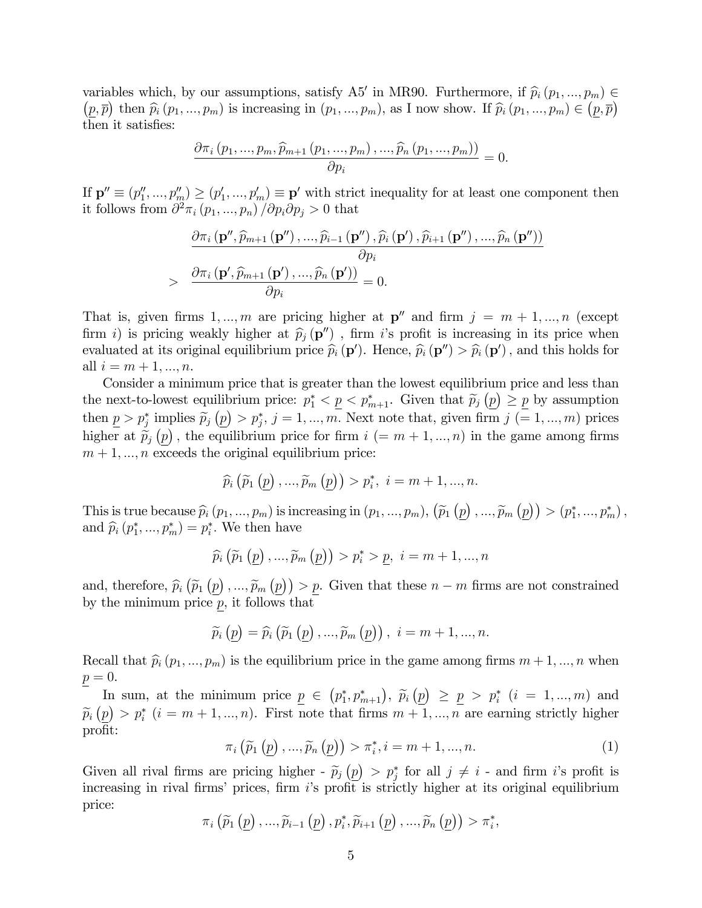variables which, by our assumptions, satisfy A5′ in MR90. Furthermore, if $\widehat{p}_i(p_1,...,p_m) \in (\underline{p}, \overline{p})$ then $\widehat{p}_i(p_1,...,p_m)$ is increasing in $(p_1,...,p_m)$, as I now show. If $\widehat{p}_i(p_1,...,p_m) \in (\underline{p}, \overline{p})$ then it satisfies:

$$\frac{\partial \pi_i(p_1,...,p_m, \widehat{p}_{m+1}(p_1,...,p_m),...,\widehat{p}_n(p_1,...,p_m))}{\partial p_i} = 0.$$

If $\mathbf{p}'' \equiv (p_1'',...,p_m'') \geq (p_1',...,p_m') \equiv \mathbf{p}'$ with strict inequality for at least one component then it follows from $\partial^2 \pi_i(p_1,...,p_n)/\partial p_i \partial p_j > 0$ that

$$\begin{aligned} &\frac{\partial \pi_i(\mathbf{p}'', \widehat{p}_{m+1}(\mathbf{p}''),...,\widehat{p}_{i-1}(\mathbf{p}''), \widehat{p}_i(\mathbf{p}'), \widehat{p}_{i+1}(\mathbf{p}''),...,\widehat{p}_n(\mathbf{p}''))}{\partial p_i} \\ > \quad &\frac{\partial \pi_i(\mathbf{p}', \widehat{p}_{m+1}(\mathbf{p}'),...,\widehat{p}_n(\mathbf{p}'))}{\partial p_i} = 0. \end{aligned}$$

That is, given firms $1,...,m$ are pricing higher at $\mathbf{p}''$ and firm $j = m+1,...,n$ (except firm $i$) is pricing weakly higher at $\widehat{p}_j(\mathbf{p}'')$, firm $i$'s profit is increasing in its price when evaluated at its original equilibrium price $\widehat{p}_i(\mathbf{p}')$. Hence, $\widehat{p}_i(\mathbf{p}'') > \widehat{p}_i(\mathbf{p}')$, and this holds for all $i = m+1,...,n$.

Consider a minimum price that is greater than the lowest equilibrium price and less than the next-to-lowest equilibrium price: $p_1^* < \underline{p} < p_{m+1}^*$. Given that $\widetilde{p}_j(\underline{p}) \geq \underline{p}$ by assumption then $\underline{p} > p_j^*$ implies $\widetilde{p}_j(\underline{p}) > p_j^*$, $j = 1,...,m$. Next note that, given firm $j$ $(= 1,...,m)$ prices higher at $\widetilde{p}_j(\underline{p})$, the equilibrium price for firm $i$ $(= m+1,...,n)$ in the game among firms $m+1,...,n$ exceeds the original equilibrium price:

$$\widehat{p}_i(\widetilde{p}_1(\underline{p}),...,\widetilde{p}_m(\underline{p})) > p_i^*, \ i = m+1,...,n.$$

This is true because $\widehat{p}_i(p_1,...,p_m)$ is increasing in $(p_1,...,p_m)$, $(\widetilde{p}_1(\underline{p}),...,\widetilde{p}_m(\underline{p})) > (p_1^*,...,p_m^*)$, and $\widehat{p}_i(p_1^*,...,p_m^*) = p_i^*$. We then have

$$\widehat{p}_i(\widetilde{p}_1(\underline{p}),...,\widetilde{p}_m(\underline{p})) > p_i^* > \underline{p}, \ i = m+1,...,n$$

and, therefore, $\widehat{p}_i(\widetilde{p}_1(\underline{p}),...,\widetilde{p}_m(\underline{p})) > \underline{p}$. Given that these $n-m$ firms are not constrained by the minimum price $\underline{p}$, it follows that

$$\widetilde{p}_i(\underline{p}) = \widehat{p}_i(\widetilde{p}_1(\underline{p}),...,\widetilde{p}_m(\underline{p})), \ i = m+1,...,n.$$

Recall that $\widehat{p}_i(p_1,...,p_m)$ is the equilibrium price in the game among firms $m+1,...,n$ when $\underline{p} = 0$.

In sum, at the minimum price $\underline{p} \in (p_1^*, p_{m+1}^*)$, $\widetilde{p}_i(\underline{p}) \geq \underline{p} > p_i^*$ $(i = 1,...,m)$ and $\widetilde{p}_i(\underline{p}) > p_i^*$ $(i = m+1,...,n)$. First note that firms $m+1,...,n$ are earning strictly higher profit:

$$\pi_i(\widetilde{p}_1(\underline{p}),...,\widetilde{p}_n(\underline{p})) > \pi_i^*, i = m+1,...,n. \tag{1}$$

Given all rival firms are pricing higher - $\widetilde{p}_j(\underline{p}) > p_j^*$ for all $j \neq i$ - and firm $i$'s profit is increasing in rival firms' prices, firm $i$'s profit is strictly higher at its original equilibrium price:

$$\pi_i(\widetilde{p}_1(\underline{p}),...,\widetilde{p}_{i-1}(\underline{p}), p_i^*, \widetilde{p}_{i+1}(\underline{p}),...,\widetilde{p}_n(\underline{p})) > \pi_i^*,$$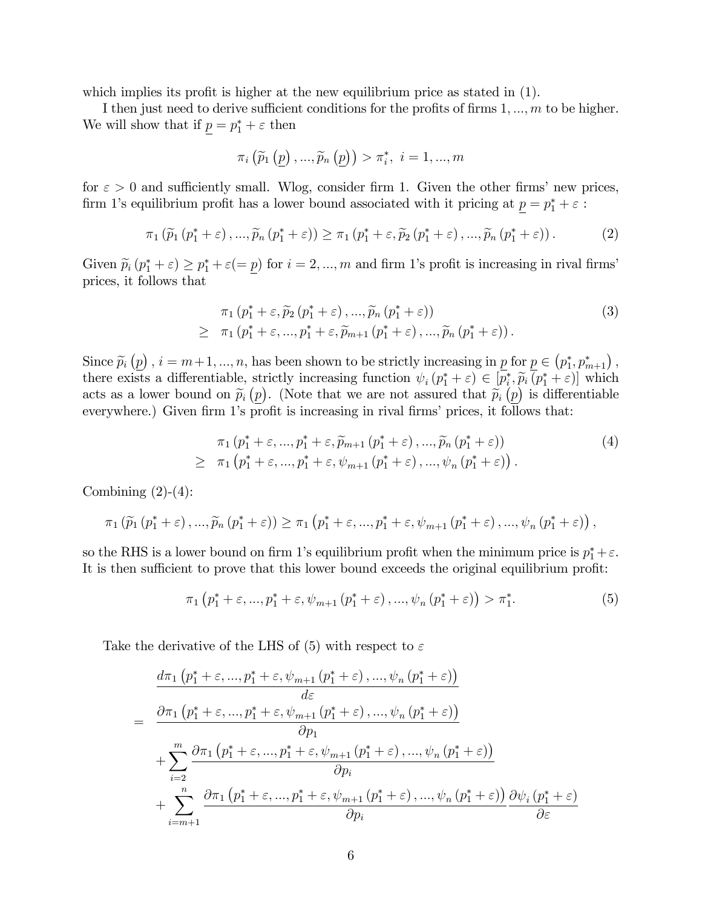which implies its profit is higher at the new equilibrium price as stated in (1).

I then just need to derive sufficient conditions for the profits of firms $1, ..., m$ to be higher. We will show that if $\underline{p} = p_1^* + \varepsilon$ then

$$\pi_i\left(\widetilde{p}_1\left(\underline{p}\right), ..., \widetilde{p}_n\left(\underline{p}\right)\right) > \pi_i^*, \ i = 1, ..., m$$

for $\varepsilon > 0$ and sufficiently small. Wlog, consider firm 1. Given the other firms' new prices, firm 1's equilibrium profit has a lower bound associated with it pricing at $\underline{p} = p_1^* + \varepsilon$ :

$$\pi_1\left(\widetilde{p}_1\left(p_1^* + \varepsilon\right), ..., \widetilde{p}_n\left(p_1^* + \varepsilon\right)\right) \geq \pi_1\left(p_1^* + \varepsilon, \widetilde{p}_2\left(p_1^* + \varepsilon\right), ..., \widetilde{p}_n\left(p_1^* + \varepsilon\right)\right). \tag{2}$$

Given $\widetilde{p}_i\left(p_1^* + \varepsilon\right) \geq p_1^* + \varepsilon (= \underline{p})$ for $i = 2, ..., m$ and firm 1's profit is increasing in rival firms' prices, it follows that

$$\begin{aligned} &\pi_1\left(p_1^* + \varepsilon, \widetilde{p}_2\left(p_1^* + \varepsilon\right), ..., \widetilde{p}_n\left(p_1^* + \varepsilon\right)\right) \\ \geq \ &\pi_1\left(p_1^* + \varepsilon, ..., p_1^* + \varepsilon, \widetilde{p}_{m+1}\left(p_1^* + \varepsilon\right), ..., \widetilde{p}_n\left(p_1^* + \varepsilon\right)\right). \end{aligned} \tag{3}$$

Since $\widetilde{p}_i\left(\underline{p}\right)$, $i = m+1, ..., n$, has been shown to be strictly increasing in $\underline{p}$ for $\underline{p} \in \left(p_1^*, p_{m+1}^*\right)$, there exists a differentiable, strictly increasing function $\psi_i\left(p_1^* + \varepsilon\right) \in \left[p_i^*, \widetilde{p}_i\left(p_1^* + \varepsilon\right)\right]$ which acts as a lower bound on $\widetilde{p}_i\left(\underline{p}\right)$. (Note that we are not assured that $\widetilde{p}_i\left(\underline{p}\right)$ is differentiable everywhere.) Given firm 1's profit is increasing in rival firms' prices, it follows that:

$$\begin{aligned} &\pi_1\left(p_1^* + \varepsilon, ..., p_1^* + \varepsilon, \widetilde{p}_{m+1}\left(p_1^* + \varepsilon\right), ..., \widetilde{p}_n\left(p_1^* + \varepsilon\right)\right) \\ \geq \ &\pi_1\left(p_1^* + \varepsilon, ..., p_1^* + \varepsilon, \psi_{m+1}\left(p_1^* + \varepsilon\right), ..., \psi_n\left(p_1^* + \varepsilon\right)\right). \end{aligned} \tag{4}$$

Combining (2)-(4):

$$\pi_1\left(\widetilde{p}_1\left(p_1^* + \varepsilon\right), ..., \widetilde{p}_n\left(p_1^* + \varepsilon\right)\right) \geq \pi_1\left(p_1^* + \varepsilon, ..., p_1^* + \varepsilon, \psi_{m+1}\left(p_1^* + \varepsilon\right), ..., \psi_n\left(p_1^* + \varepsilon\right)\right),$$

so the RHS is a lower bound on firm 1's equilibrium profit when the minimum price is $p_1^* + \varepsilon$. It is then sufficient to prove that this lower bound exceeds the original equilibrium profit:

$$\pi_1\left(p_1^* + \varepsilon, ..., p_1^* + \varepsilon, \psi_{m+1}\left(p_1^* + \varepsilon\right), ..., \psi_n\left(p_1^* + \varepsilon\right)\right) > \pi_1^*. \tag{5}$$

Take the derivative of the LHS of (5) with respect to $\varepsilon$

$$\begin{aligned} &\frac{d\pi_1\left(p_1^* + \varepsilon, ..., p_1^* + \varepsilon, \psi_{m+1}\left(p_1^* + \varepsilon\right), ..., \psi_n\left(p_1^* + \varepsilon\right)\right)}{d\varepsilon} \\ = \ &\frac{\partial\pi_1\left(p_1^* + \varepsilon, ..., p_1^* + \varepsilon, \psi_{m+1}\left(p_1^* + \varepsilon\right), ..., \psi_n\left(p_1^* + \varepsilon\right)\right)}{\partial p_1} \\ &+ \sum_{i=2}^{m} \frac{\partial\pi_1\left(p_1^* + \varepsilon, ..., p_1^* + \varepsilon, \psi_{m+1}\left(p_1^* + \varepsilon\right), ..., \psi_n\left(p_1^* + \varepsilon\right)\right)}{\partial p_i} \\ &+ \sum_{i=m+1}^{n} \frac{\partial\pi_1\left(p_1^* + \varepsilon, ..., p_1^* + \varepsilon, \psi_{m+1}\left(p_1^* + \varepsilon\right), ..., \psi_n\left(p_1^* + \varepsilon\right)\right)}{\partial p_i} \frac{\partial\psi_i\left(p_1^* + \varepsilon\right)}{\partial\varepsilon} \end{aligned}$$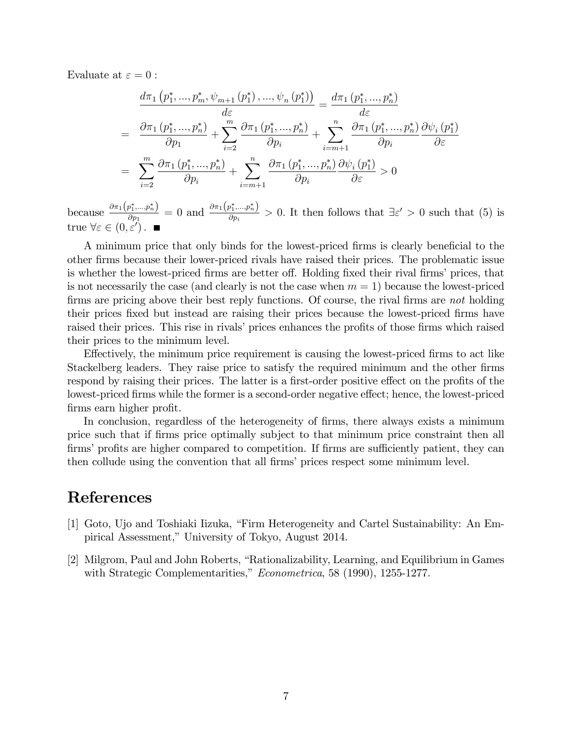Evaluate at $\varepsilon = 0$ :

$$
\begin{aligned}
& \frac{d\pi_1\left(p_1^*, ..., p_m^*, \psi_{m+1}\left(p_1^*\right), ..., \psi_n\left(p_1^*\right)\right)}{d\varepsilon} = \frac{d\pi_1\left(p_1^*, ..., p_n^*\right)}{d\varepsilon} \\
= & \frac{\partial\pi_1\left(p_1^*, ..., p_n^*\right)}{\partial p_1} + \sum_{i=2}^{m} \frac{\partial\pi_1\left(p_1^*, ..., p_n^*\right)}{\partial p_i} + \sum_{i=m+1}^{n} \frac{\partial\pi_1\left(p_1^*, ..., p_n^*\right)}{\partial p_i} \frac{\partial\psi_i\left(p_1^*\right)}{\partial\varepsilon} \\
= & \sum_{i=2}^{m} \frac{\partial\pi_1\left(p_1^*, ..., p_n^*\right)}{\partial p_i} + \sum_{i=m+1}^{n} \frac{\partial\pi_1\left(p_1^*, ..., p_n^*\right)}{\partial p_i} \frac{\partial\psi_i\left(p_1^*\right)}{\partial\varepsilon} > 0
\end{aligned}
$$

because $\frac{\partial\pi_1\left(p_1^*,...,p_n^*\right)}{\partial p_1} = 0$ and $\frac{\partial\pi_1\left(p_1^*,...,p_n^*\right)}{\partial p_i} > 0$. It then follows that $\exists\varepsilon' > 0$ such that (5) is true $\forall\varepsilon \in (0, \varepsilon')$. ■

A minimum price that only binds for the lowest-priced firms is clearly beneficial to the other firms because their lower-priced rivals have raised their prices. The problematic issue is whether the lowest-priced firms are better off. Holding fixed their rival firms' prices, that is not necessarily the case (and clearly is not the case when $m = 1$) because the lowest-priced firms are pricing above their best reply functions. Of course, the rival firms are *not* holding their prices fixed but instead are raising their prices because the lowest-priced firms have raised their prices. This rise in rivals' prices enhances the profits of those firms which raised their prices to the minimum level.

Effectively, the minimum price requirement is causing the lowest-priced firms to act like Stackelberg leaders. They raise price to satisfy the required minimum and the other firms respond by raising their prices. The latter is a first-order positive effect on the profits of the lowest-priced firms while the former is a second-order negative effect; hence, the lowest-priced firms earn higher profit.

In conclusion, regardless of the heterogeneity of firms, there always exists a minimum price such that if firms price optimally subject to that minimum price constraint then all firms' profits are higher compared to competition. If firms are sufficiently patient, they can then collude using the convention that all firms' prices respect some minimum level.

# References

[1] Goto, Ujo and Toshiaki Iizuka, "Firm Heterogeneity and Cartel Sustainability: An Empirical Assessment," University of Tokyo, August 2014.

[2] Milgrom, Paul and John Roberts, "Rationalizability, Learning, and Equilibrium in Games with Strategic Complementarities," *Econometrica*, 58 (1990), 1255-1277.